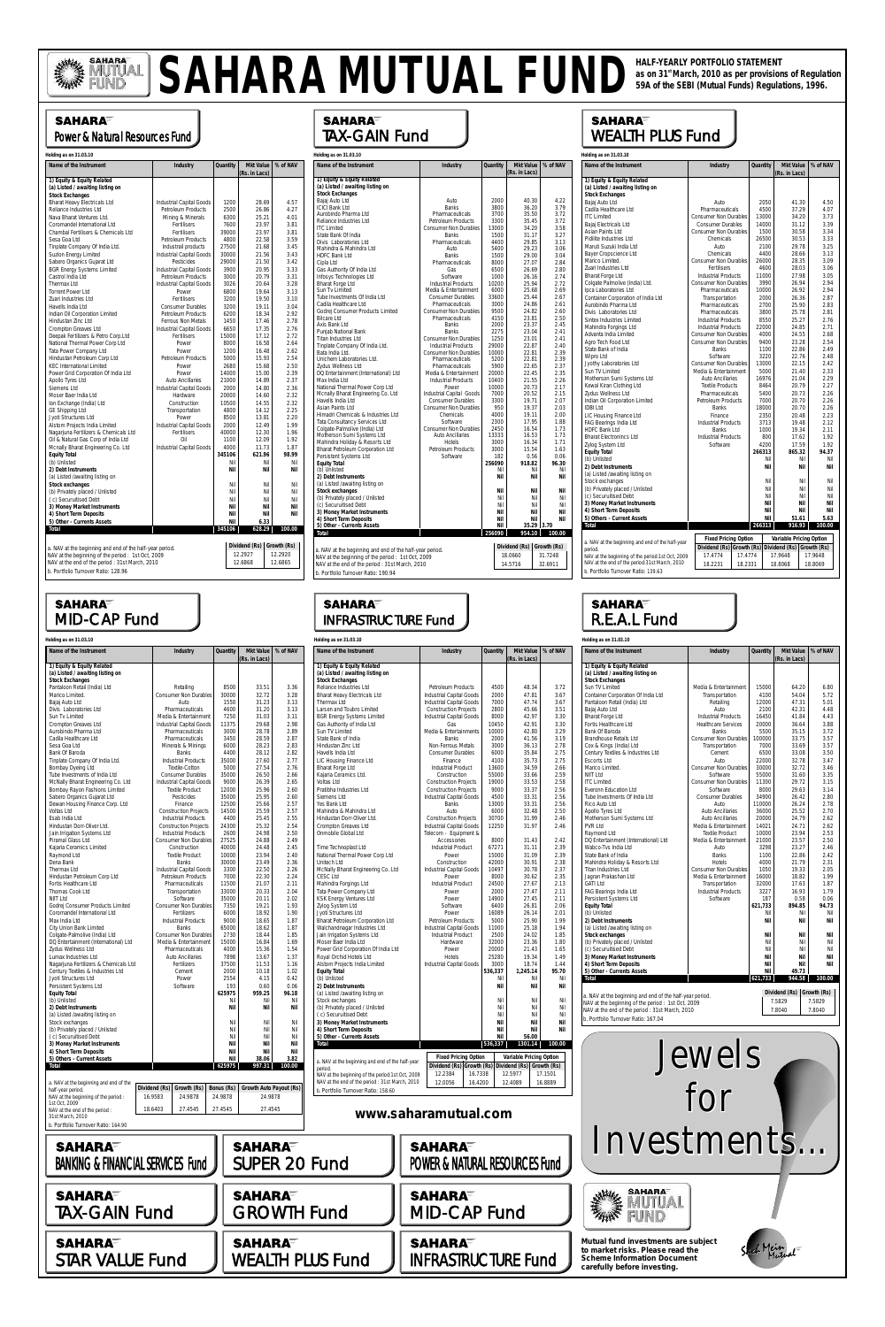# SAHARA MUTUAL FUND

**HALF-YEARLY PORTFOLIO STATEMENT as on 31st March, 2010 as per provisions of Regulation 59A of the SEBI (Mutual Funds) Regulations, 1996.**

## SAHARA Power & Natural Resources Fund

Holding as on 31.03.10

| Name of the Instrument | Industry | Quantity | Mkt Value (Rs. in Lacs) | % of NAV |
|---|---|---|---|---|
| **1) Equity & Equity Related** | | | | |
| **(a) Listed / awaiting listing on Stock Exchanges** | | | | |
| Bharat Heavy Electricals Ltd | Industrial Capital Goods | 1200 | 28.69 | 4.57 |
| Reliance Industries Ltd | Petroleum Products | 2500 | 26.86 | 4.27 |
| Nava Bharat Ventures Ltd. | Mining & Minerals | 6300 | 25.21 | 4.01 |
| Coromandel International Ltd | Fertilisers | 7600 | 23.97 | 3.81 |
| Chambal Fertilisers & Chemicals Ltd | Fertilisers | 39000 | 23.97 | 3.81 |
| Sesa Goa Ltd | Petroleum Products | 4800 | 22.58 | 3.59 |
| Tinplate Company Of India Ltd. | Industrial products | 27500 | 21.68 | 3.45 |
| Suzlon Energy Limited | Industrial Capital Goods | 30000 | 21.56 | 3.43 |
| Sabero Organics Gujarat Ltd | Pesticides | 29000 | 21.50 | 3.42 |
| BGR Energy Systems Limited | Industrial Capital Goods | 3900 | 20.95 | 3.33 |
| Castrol India Ltd | Petroleum Products | 3000 | 20.79 | 3.31 |
| Thermax Ltd | Industrial Capital Goods | 3026 | 20.64 | 3.28 |
| Torrent Power Ltd | Power | 6800 | 19.64 | 3.13 |
| Zuari Industries Ltd | Fertilisers | 3200 | 19.50 | 3.10 |
| Havells India Ltd | Consumer Durables | 3200 | 19.11 | 3.04 |
| Indian Oil Corporation Limited | Petroleum Products | 6200 | 18.34 | 2.92 |
| Hindustan Zinc Ltd | Ferrous Non Metals | 1450 | 17.46 | 2.78 |
| Crompton Greaves Ltd | Industrial Capital Goods | 6650 | 17.35 | 2.76 |
| Deepak Fertilizers & Petro Corp.Ltd | Fertilisers | 15000 | 17.12 | 2.72 |
| National Thermal Power Corp Ltd | Power | 8000 | 16.58 | 2.64 |
| Tata Power Company Ltd | Power | 1200 | 16.48 | 2.62 |
| Hindustan Petroleum Corp Ltd | Petroleum Products | 5000 | 15.93 | 2.54 |
| KEC International Limited | Power | 2680 | 15.68 | 2.50 |
| Power Grid Corporation Of India Ltd | Power | 14000 | 15.00 | 2.39 |
| Apollo Tyres Ltd | Auto Ancillaries | 21000 | 14.89 | 2.37 |
| Siemens Ltd | Industrial Capital Goods | 2000 | 14.80 | 2.36 |
| Moser Baer India Ltd | Hardware | 20000 | 14.60 | 2.32 |
| Ion Exchange (India) Ltd | Construction | 10500 | 14.55 | 2.32 |
| GE Shipping Ltd | Transportation | 4800 | 14.12 | 2.25 |
| Jyoti Structures Ltd | Power | 8500 | 13.81 | 2.20 |
| Alstom Projects India Limited | Industrial Capital Goods | 2000 | 12.49 | 1.99 |
| Nagarjuna Fertilizers & Chemicals Ltd | Fertilisers | 40000 | 12.30 | 1.96 |
| Oil & Natural Gas Corp of India Ltd | Oil | 1100 | 12.09 | 1.92 |
| Mcnally Bharat Engineering Co. Ltd | Industrial Capital Goods | 4000 | 11.73 | 1.87 |
| **Equity Total** | | **345106** | **621.96** | **98.99** |
| (b) Unlisted | | Nil | Nil | Nil |
| **2) Debt Instruments** | | **Nil** | **Nil** | **Nil** |
| (a) Listed /awaiting listing on | | | | |
| **Stock exchanges** | | Nil | Nil | Nil |
| (b) Privately placed / Unlisted | | Nil | Nil | Nil |
| ( c) Securuitised Debt | | Nil | Nil | Nil |
| **3) Money Market Instruments** | | **Nil** | **Nil** | **Nil** |
| **4) Short Term Deposits** | | **Nil** | **Nil** | **Nil** |
| **5) Other - Currents Assets** | | **Nil** | **6.33** | |
| **Total** | | **345106** | **628.29** | **100.00** |

| | Dividend (Rs) | Growth (Rs) |
|---|---|---|
| a. NAV at the beginning and end of the half-year period. | | |
| NAV at the beginning of the period : 1st Oct, 2009 | 12.2927 | 12.2920 |
| NAV at the end of the period : 31st March, 2010 | 12.6868 | 12.6865 |

b. Portfolio Turnover Ratio: 128.96

## SAHARA TAX-GAIN Fund

Holding as on 31.03.10

| Name of the Instrument | Industry | Quantity | Mkt Value (Rs. in Lacs) | % of NAV |
|---|---|---|---|---|
| **1) Equity & Equity Related** | | | | |
| **(a) Listed / awaiting listing on Stock Exchanges** | | | | |
| Bajaj Auto Ltd | Auto | 2000 | 40.30 | 4.22 |
| ICICI Bank Ltd | Banks | 3800 | 36.20 | 3.79 |
| Aurobindo Pharma Ltd | Pharmaceuticals | 3700 | 35.50 | 3.72 |
| Reliance Industries Ltd | Petroleum Products | 3300 | 35.45 | 3.72 |
| ITC Limited | Consumer Non Durables | 13000 | 34.20 | 3.58 |
| State Bank Of India | Banks | 1500 | 31.17 | 3.27 |
| Divis Laboratories Ltd | Pharmaceuticals | 4400 | 29.85 | 3.13 |
| Mahindra & Mahindra Ltd | Auto | 5400 | 29.23 | 3.06 |
| HDFC Bank Ltd | Banks | 1500 | 29.00 | 3.04 |
| Cipla Ltd | Pharmaceuticals | 8000 | 27.07 | 2.84 |
| Gas Authority Of India Ltd | Gas | 6500 | 26.69 | 2.80 |
| Infosys Technologies Ltd | Software | 1000 | 26.16 | 2.74 |
| Bharat Forge Ltd | Industrial Products | 10200 | 25.94 | 2.72 |
| Sun Tv Limited | Media & Entertainment | 6000 | 25.68 | 2.69 |
| Tube Investments Of India Ltd | Consumer Durables | 33600 | 25.44 | 2.67 |
| Cadila Healthcare Ltd | Pharmaceuticals | 3000 | 24.86 | 2.61 |
| Godrej Consumer Products Limited | Consumer Non Durables | 9500 | 24.82 | 2.60 |
| Biocon Ltd | Pharmaceuticals | 4150 | 23.81 | 2.50 |
| Axis Bank Ltd | Banks | 2000 | 23.37 | 2.45 |
| Punjab National Bank | Banks | 2275 | 23.04 | 2.41 |
| Titan Industries Ltd | Consumer Non Durables | 1250 | 23.01 | 2.41 |
| Tinplate Company Of India Ltd. | Industrial Products | 29000 | 22.87 | 2.40 |
| Bata India Ltd. | Consumer Non Durables | 10000 | 22.81 | 2.39 |
| Unichem Laboratories Ltd. | Pharmaceuticals | 5300 | 22.81 | 2.39 |
| Zydus Wellness Ltd | Pharmaceuticals | 5900 | 22.65 | 2.37 |
| DQ Entertainment (International) Ltd | Media & Entertainment | 20000 | 22.45 | 2.35 |
| Max India Ltd | Industrial Products | 10400 | 21.55 | 2.26 |
| National Thermal Power Corp Ltd | Power | 10000 | 20.73 | 2.17 |
| Mcnally Bharat Engineering Co. Ltd | Industrial Capital Goods | 7000 | 20.52 | 2.15 |
| Havells India Ltd | Consumer Durables | 3300 | 19.71 | 2.07 |
| Asian Paints Ltd | Consumer Non Durables | 950 | 19.37 | 2.03 |
| Himadri Chemicals & Industries Ltd | Chemicals | 4000 | 19.11 | 2.00 |
| Tata Consultancy Services Ltd | Software | 2300 | 17.95 | 1.88 |
| Colgate-Palmolive (India) Ltd | Consumer Non Durables | 2450 | 16.54 | 1.73 |
| Motherson Sumi Systems Ltd | Auto Ancillaries | 13333 | 16.53 | 1.73 |
| Mahindra Holiday & Resorts Ltd | Hotels | 3000 | 16.34 | 1.71 |
| Bharat Petroleum Corporation Ltd | Petroleum Products | 3000 | 15.54 | 1.63 |
| Persistent Systems Ltd | Software | 182 | 0.56 | 0.06 |
| **Equity Total** | | **256090** | **918.82** | **96.30** |
| (b) Unlisted | | Nil | Nil | Nil |
| **2) Debt Instruments** | | **Nil** | **Nil** | **Nil** |
| (a) Listed /awaiting listing on | | | | |
| **Stock exchanges** | | **Nil** | **Nil** | **Nil** |
| (b) Privately placed / Unlisted | | Nil | Nil | Nil |
| (c) Securuitised Debt | | Nil | Nil | Nil |
| **3) Money Market Instruments** | | **Nil** | **Nil** | **Nil** |
| **4) Short Term Deposits** | | **Nil** | **Nil** | **Nil** |
| **5) Other - Currents Assets** | | **Nil** | **35.29** | **3.70** |
| **Total** | | **256090** | **954.10** | **100.00** |

| | Dividend (Rs) | Growth (Rs) |
|---|---|---|
| a. NAV at the beginning and end of the half-year period. | | |
| NAV at the beginning of the period : 1st Oct, 2009 | 18.0660 | 31.7248 |
| NAV at the end of the period : 31st March, 2010 | 14.5716 | 32.6911 |

b. Portfolio Turnover Ratio: 190.94

## SAHARA WEALTH PLUS Fund

Holding as on 31.03.10

| Name of the Instrument | Industry | Quantity | Mkt Value (Rs. in Lacs) | % of NAV |
|---|---|---|---|---|
| **1) Equity & Equity Related** | | | | |
| **(a) Listed / awaiting listing on Stock Exchanges** | | | | |
| Bajaj Auto Ltd | Auto | 2050 | 41.30 | 4.50 |
| Cadila Healthcare Ltd | Pharmaceuticals | 4500 | 37.29 | 4.07 |
| ITC Limited | Consumer Non Durables | 13000 | 34.20 | 3.73 |
| Bajaj Electricals Ltd | Consumer Durables | 14000 | 31.12 | 3.39 |
| Asian Paints Ltd | Consumer Non Durables | 1500 | 30.58 | 3.34 |
| Pidilite Industries Ltd | Chemicals | 26500 | 30.53 | 3.33 |
| Maruti Suzuki India Ltd | Auto | 2100 | 29.78 | 3.25 |
| Bayer Cropscience Ltd | Chemicals | 4400 | 28.66 | 3.13 |
| Marico Limited. | Consumer Non Durables | 26000 | 28.35 | 3.09 |
| Zuari Industries Ltd | Fertilisers | 4600 | 28.03 | 3.06 |
| Bharat Forge Ltd | Industrial Products | 11000 | 27.98 | 3.05 |
| Colgate Palmolive (India) Ltd. | Consumer Non Durables | 3990 | 26.94 | 2.94 |
| Ipca Laboratories Ltd | Pharmaceuticals | 10000 | 26.92 | 2.94 |
| Container Corporation of India Ltd | Transportation | 2000 | 26.36 | 2.87 |
| Aurobindo Pharma Ltd | Pharmaceuticals | 2700 | 25.90 | 2.83 |
| Divis Laboratories Ltd | Pharmaceuticals | 3800 | 25.78 | 2.81 |
| Sintex Industries Limited | Industrial Products | 8550 | 25.27 | 2.76 |
| Mahindra Forgings Ltd | Industrial Products | 22000 | 24.85 | 2.71 |
| Advanta India Limited | Consumer Non Durables | 4000 | 24.55 | 2.68 |
| Agro Tech Food Ltd | Consumer Non Durables | 9400 | 23.28 | 2.54 |
| State Bank of India | Banks | 1100 | 22.86 | 2.49 |
| Wipro Ltd | Software | 3220 | 22.76 | 2.48 |
| Jyothy Laboratories Ltd | Consumer Non Durables | 13000 | 22.15 | 2.42 |
| Sun TV Limited | Media & Entertainment | 5000 | 21.40 | 2.33 |
| Motherson Sumi Systems Ltd | Auto Ancillaries | 16976 | 21.04 | 2.29 |
| Kewal Kiran Clothing Ltd | Textile Products | 8464 | 20.79 | 2.27 |
| Zydus Wellness Ltd | Pharmaceuticals | 5400 | 20.73 | 2.26 |
| Indian Oil Corporation Limited | Petroleum Products | 7000 | 20.70 | 2.26 |
| IDBI Ltd | Banks | 18000 | 20.70 | 2.26 |
| LIC Housing Finance Ltd | Finance | 2350 | 20.48 | 2.23 |
| FAG Bearings India Ltd | Industrial Products | 3713 | 19.48 | 2.12 |
| HDFC Bank Ltd | Banks | 1000 | 19.34 | 2.11 |
| Bharat Electronics Ltd | Industrial Products | 800 | 17.62 | 1.92 |
| Zylog System Ltd | Software | 4200 | 17.59 | 1.92 |
| **Equity Total** | | **266313** | **865.32** | **94.37** |
| (b) Unlisted | | Nil | Nil | Nil |
| **2) Debt Instruments** | | **Nil** | **Nil** | **Nil** |
| (a) Listed /awaiting listing on | | | | |
| Stock exchanges | | Nil | Nil | Nil |
| (b) Privately placed / Unlisted | | Nil | Nil | Nil |
| (c) Securuitised Debt | | Nil | Nil | Nil |
| **3) Money Market Instruments** | | **Nil** | **Nil** | **Nil** |
| **4) Short Term Deposits** | | **Nil** | **Nil** | **Nil** |
| **5) Others - Current Assets** | | **Nil** | **51.61** | **5.63** |
| **Total** | | **266313** | **916.93** | **100.00** |

| a. NAV at the beginning and end of the half-year period. | Fixed Pricing Option | | Variable Pricing Option | |
|---|---|---|---|---|
| | Dividend (Rs) | Growth (Rs) | Dividend (Rs) | Growth (Rs) |
| NAV at the beginning of the period :1st Oct, 2009 | 17.4774 | 17.4774 | 17.9648 | 17.9648 |
| NAV at the end of the period:31st March, 2010 | 18.2231 | 18.2231 | 18.8068 | 18.8069 |

b. Portfolio Turnover Ratio: 139.63

## SAHARA MID-CAP Fund

Holding as on 31.03.10

| Name of the Instrument | Industry | Quantity | Mkt Value (Rs. in Lacs) | % of NAV |
|---|---|---|---|---|
| **1) Equity & Equity Related** | | | | |
| **(a) Listed / awaiting listing on Stock Exchanges** | | | | |
| Pantaloon Retail (India) Ltd | Retailing | 8500 | 33.51 | 3.36 |
| Marico Limited. | Consumer Non Durables | 30000 | 32.72 | 3.28 |
| Bajaj Auto Ltd | Auto | 1550 | 31.23 | 3.13 |
| Divis Laboratories Ltd | Pharmaceuticals | 4600 | 31.20 | 3.13 |
| Sun Tv Limited | Media & Entertainment | 7250 | 31.03 | 3.11 |
| Crompton Greaves Ltd | Industrial Capital Goods | 11375 | 29.68 | 2.98 |
| Aurobindo Pharma Ltd | Pharmaceuticals | 3000 | 28.78 | 2.89 |
| Cadila Healthcare Ltd | Pharmaceuticals | 3450 | 28.59 | 2.87 |
| Sesa Goa Ltd | Minerals & Minings | 6000 | 28.23 | 2.83 |
| Bank Of Baroda | Banks | 4400 | 28.12 | 2.82 |
| Tinplate Company Of India Ltd. | Industrial Products | 35000 | 27.60 | 2.77 |
| Bombay Dyeing Ltd | Textile-Cotton | 5000 | 27.54 | 2.76 |
| Tube Investments of India Ltd | Consumer Durables | 35000 | 26.50 | 2.66 |
| McNally Bharat Engineering Co. Ltd | Industrial Capital Goods | 9000 | 26.39 | 2.65 |
| Bombay Rayon Fashions Limited | Textile Product | 12000 | 25.96 | 2.60 |
| Sabero Organics Gujarat Ltd | Pesticides | 35000 | 25.95 | 2.60 |
| Dewan Housing Finance Corp. Ltd | Finance | 12500 | 25.66 | 2.57 |
| Voltas Ltd | Construction Projects | 14500 | 25.59 | 2.57 |
| Esab India Ltd | Industrial Products | 4400 | 25.45 | 2.55 |
| Hindustan Dorr-Oliver Ltd. | Construction Projects | 24300 | 25.32 | 2.54 |
| Jain Irrigation Systems Ltd | Industrial Products | 2600 | 24.98 | 2.50 |
| Piramal Glass Ltd | Consumer Non Durables | 27525 | 24.88 | 2.49 |
| Kajaria Ceramics Limited | Construction | 40000 | 24.48 | 2.45 |
| Raymond Ltd | Textile Product | 10000 | 23.94 | 2.40 |
| Dena Bank | Banks | 30000 | 23.49 | 2.36 |
| Thermax Ltd | Industrial Capital Goods | 3300 | 22.50 | 2.26 |
| Hindustan Petroleum Corp Ltd | Petroleum Products | 7000 | 22.30 | 2.24 |
| Fortis Healthcare Ltd | Pharmaceuticals | 11500 | 21.07 | 2.11 |
| Thomas Cook Ltd | Transportation | 33000 | 20.33 | 2.04 |
| NIIT Ltd | Software | 35000 | 20.11 | 2.02 |
| Godrej Consumer Products Limited | Consumer Non Durables | 7350 | 19.21 | 1.93 |
| Coromandel International Ltd | Fertilizers | 6000 | 18.92 | 1.90 |
| Max India Ltd | Industrial Products | 9000 | 18.65 | 1.87 |
| City Union Bank Limited | Banks | 65000 | 18.62 | 1.87 |
| Colgate-Palmolive (India) Ltd | Consumer Non Durables | 2730 | 18.44 | 1.85 |
| DQ Entertainment (International) Ltd | Media & Entertainment | 15000 | 16.84 | 1.69 |
| Zydus Wellness Ltd | Pharmaceuticals | 4000 | 15.36 | 1.54 |
| Lumax Industries Ltd | Auto Ancillaries | 7898 | 13.67 | 1.37 |
| Nagarjuna Fertilizers & Chemicals Ltd | Fertilizers | 37500 | 11.53 | 1.16 |
| Century Textiles & Industries Ltd | Cement | 2000 | 10.18 | 1.02 |
| Jyoti Structures Ltd | Power | 2554 | 4.15 | 0.42 |
| Persistent Systems Ltd | Software | 193 | 0.60 | 0.06 |
| **Equity Total** | | **625975** | **959.25** | **96.18** |
| (b) Unlisted | | Nil | Nil | Nil |
| **2) Debt Instruments** | | **Nil** | **Nil** | **Nil** |
| (a) Listed /awaiting listing on | | | | |
| Stock exchanges | | Nil | Nil | Nil |
| (b) Privately placed / Unlisted | | Nil | Nil | Nil |
| ( c) Securuitised Debt | | Nil | Nil | Nil |
| **3) Money Market Instruments** | | **Nil** | **Nil** | **Nil** |
| **4) Short Term Deposits** | | **Nil** | **Nil** | **Nil** |
| **5) Others - Current Assets** | | **Nil** | **38.06** | **3.82** |
| **Total** | | **625975** | **997.31** | **100.00** |

| a. NAV at the beginning and end of the half-year period. | Dividend (Rs) | Growth (Rs) | Bonus (Rs) | Growth Auto Payout (Rs) |
|---|---|---|---|---|
| NAV at the beginning of the period : 1st Oct, 2009 | 16.9583 | 24.9878 | 24.9878 | 24.9878 |
| NAV at the end of the period : 31st March, 2010 | 18.6403 | 27.4545 | 27.4545 | 27.4545 |

b. Portfolio Turnover Ratio: 164.90

## SAHARA INFRASTRUCTURE Fund

Holding as on 31.03.10

| Name of the Instrument | Industry | Quantity | Mkt Value (Rs. in Lacs) | % of NAV |
|---|---|---|---|---|
| **1) Equity & Equity Related** | | | | |
| **(a) Listed / awaiting listing on Stock Exchanges** | | | | |
| Reliance Industries Ltd | Petroleum Products | 4500 | 48.34 | 3.72 |
| Bharat Heavy Electricals Ltd | Industrial Capital Goods | 2000 | 47.81 | 3.67 |
| Thermax Ltd | Industrial Capital Goods | 7000 | 47.74 | 3.67 |
| Larsen and Toubro Limited | Construction Projects | 2800 | 45.66 | 3.51 |
| BGR Energy Systems Limited | Industrial Capital Goods | 8000 | 42.97 | 3.30 |
| Gas Authority of India Ltd | Gas | 10450 | 42.91 | 3.30 |
| Sun TV Limited | Media & Entertainments | 10000 | 42.80 | 3.29 |
| State Bank of India | Banks | 2000 | 41.56 | 3.19 |
| Hindustan Zinc Ltd | Non-Ferrous Metals | 3000 | 36.13 | 2.78 |
| Havells India Ltd | Consumer Durables | 6000 | 35.84 | 2.75 |
| LIC Housing Finance Ltd | Finance | 4100 | 35.73 | 2.75 |
| Bharat Forge Ltd | Industrial Product | 13600 | 34.59 | 2.66 |
| Kajaria Ceramics Ltd. | Construction | 55000 | 33.66 | 2.59 |
| Voltas Ltd | Construction Projects | 19000 | 33.53 | 2.58 |
| Prabhha Industries Ltd | Construction Projects | 9000 | 33.37 | 2.56 |
| Siemens Ltd | Industrial Capital Goods | 4500 | 33.31 | 2.56 |
| Yes Bank Ltd | Banks | 13000 | 33.31 | 2.56 |
| Mahindra & Mahindra Ltd | Auto | 6000 | 32.48 | 2.50 |
| Hindustan Dorr-Oliver Ltd. | Construction Projects | 30700 | 31.99 | 2.46 |
| Crompton Greaves Ltd | Industrial Capital Goods | 12250 | 31.97 | 2.46 |
| Onmobile Global Ltd | Telecom - Equipment & Accessories | 8000 | 31.43 | 2.42 |
| Time Technoplast Ltd | Industrial Product | 67271 | 31.11 | 2.39 |
| National Thermal Power Corp Ltd | Power | 15000 | 31.09 | 2.39 |
| Unitech Ltd | Construction | 42000 | 30.91 | 2.38 |
| McNally Bharat Engineering Co. Ltd | Industrial Capital Goods | 10497 | 30.78 | 2.37 |
| CESC Ltd | Power | 8000 | 30.62 | 2.35 |
| Mahindra Forgings Ltd | Industrial Product | 24500 | 27.67 | 2.13 |
| Tata Power Company Ltd | Power | 2000 | 27.47 | 2.11 |
| KSK Energy Ventures Ltd | Power | 14900 | 27.45 | 2.11 |
| Zylog System Ltd | Software | 6400 | 26.81 | 2.06 |
| Jyoti Structures Ltd | Power | 16089 | 26.14 | 2.01 |
| Bharat Petroleum Corporation Ltd | Petroleum Products | 5000 | 25.90 | 1.99 |
| Walchandnagar Industries Ltd | Industrial Capital Goods | 11000 | 25.18 | 1.94 |
| Jain Irrigation Systems Ltd | Industrial Product | 2500 | 24.02 | 1.85 |
| Moser Baer India Ltd | Hardware | 32000 | 23.36 | 1.80 |
| Power Grid Corporation Of India Ltd | Power | 20000 | 21.43 | 1.65 |
| Royal Orchid Hotels Ltd | Hotels | 25280 | 19.34 | 1.49 |
| Alstom Projects India Limited | Industrial Capital Goods | 3000 | 18.74 | 1.44 |
| **Equity Total** | | **536,337** | **1,245.14** | **95.70** |
| (b) Unlisted | | Nil | Nil | Nil |
| **2) Debt Instruments** | | **Nil** | **Nil** | **Nil** |
| (a) Listed /awaiting listing on | | | | |
| Stock exchanges | | Nil | Nil | Nil |
| (b) Privately placed / Unlisted | | Nil | Nil | Nil |
| ( c) Securuitised Debt | | Nil | Nil | Nil |
| **3) Money Market Instruments** | | **Nil** | **Nil** | **Nil** |
| **4) Short Term Deposits** | | **Nil** | **Nil** | **Nil** |
| **5) Other - Current Assets** | | **Nil** | **56.00** | |
| **Total** | | **536,337** | **1301.14** | **100.00** |

| a. NAV at the beginning and end of the half-year period. | Fixed Pricing Option | | Variable Pricing Option | |
|---|---|---|---|---|
| | Dividend (Rs) | Growth (Rs) | Dividend (Rs) | Growth (Rs) |
| NAV at the beginning of the period :1st Oct, 2009 | 12.2384 | 16.7338 | 12.5977 | 17.1501 |
| NAV at the end of the period : 31st March, 2010 | 12.0056 | 16.4200 | 12.4089 | 16.8889 |

b. Portfolio Turnover Ratio: 158.60

## SAHARA R.E.A.L Fund

Holding as on 31.03.10

| Name of the Instrument | Industry | Quantity | Mkt Value (Rs. in Lacs) | % of NAV |
|---|---|---|---|---|
| **1) Equity & Equity Related** | | | | |
| **(a) Listed / awaiting listing on Stock Exchanges** | | | | |
| Sun TV Limited | Media & Entertainment | 15000 | 64.20 | 6.80 |
| Container Corporation Of India Ltd | Transportation | 4100 | 54.04 | 5.72 |
| Pantaloon Retail (India) Ltd | Retailing | 12000 | 47.31 | 5.01 |
| Bajaj Auto Ltd | Auto | 2100 | 42.31 | 4.48 |
| Bharat Forge Ltd | Industrial Products | 16450 | 41.84 | 4.43 |
| Fortis Healthcare Ltd | Healthcare Services | 20000 | 36.64 | 3.88 |
| Bank Of Baroda | Banks | 5500 | 35.15 | 3.72 |
| Brandhouse Retails Ltd | Consumer Non Durables | 100000 | 33.75 | 3.57 |
| Cox & Kings (India) Ltd | Transportation | 7000 | 33.69 | 3.57 |
| Century Textiles & Industries Ltd | Cement | 6500 | 33.08 | 3.50 |
| Escorts Ltd | Auto | 22000 | 32.78 | 3.47 |
| Marico Limited. | Consumer Non Durables | 30000 | 32.72 | 3.46 |
| NIIT Ltd | Software | 55000 | 31.60 | 3.35 |
| ITC Limited | Consumer Non Durables | 11300 | 29.72 | 3.15 |
| Everonn Education Ltd | Software | 8000 | 29.63 | 3.14 |
| Tube Investments Of India Ltd | Consumer Durables | 34900 | 26.42 | 2.80 |
| Rico Auto Ltd | Auto | 110000 | 26.24 | 2.78 |
| Apollo Tyres Ltd | Auto Ancillaries | 36000 | 25.52 | 2.70 |
| Motherson Sumi Systems Ltd | Auto Ancillaries | 20000 | 24.79 | 2.62 |
| PVR Ltd | Media & Entertainment | 14021 | 24.71 | 2.62 |
| Raymond Ltd | Textile Product | 10000 | 23.94 | 2.53 |
| DQ Entertainment (International) Ltd | Media & Entertainment | 21000 | 23.57 | 2.50 |
| Wabco-Tvs India Ltd | Auto | 3298 | 23.27 | 2.46 |
| State Bank of India | Banks | 1100 | 22.86 | 2.42 |
| Mahindra Holiday & Resorts Ltd | Hotels | 4000 | 21.79 | 2.31 |
| Titan Industries Ltd | Consumer Non Durables | 1050 | 19.33 | 2.05 |
| Jagran Prakashan Ltd | Media & Entertainment | 16000 | 18.82 | 1.99 |
| GATI Ltd | Transportation | 32000 | 17.63 | 1.87 |
| FAG Bearings India Ltd | Industrial Products | 3227 | 16.93 | 1.79 |
| Persistent Systems Ltd | Software | 187 | 0.58 | 0.06 |
| **Equity Total** | | **621,733** | **894.85** | **94.73** |
| (b) Unlisted | | Nil | Nil | Nil |
| **2) Debt Instruments** | | **Nil** | **Nil** | **Nil** |
| (a) Listed /awaiting listing on | | | | |
| **Stock exchanges** | | **Nil** | **Nil** | **Nil** |
| (b) Privately placed / Unlisted | | Nil | Nil | Nil |
| (c) Securuitised Debt | | Nil | Nil | Nil |
| **3) Money Market Instruments** | | **Nil** | **Nil** | **Nil** |
| **4) Short Term Deposits** | | **Nil** | **Nil** | **Nil** |
| **5) Other - Current Assets** | | **Nil** | **49.73** | |
| **Total** | | **621,733** | **944.58** | **100.00** |

| | Dividend (Rs) | Growth (Rs) |
|---|---|---|
| a. NAV at the beginning and end of the half-year period. | | |
| NAV at the beginning of the period : 1st Oct, 2009 | 7.5829 | 7.5829 |
| NAV at the end of the period : 31st March, 2010 | 7.8040 | 7.8040 |

b. Portfolio Turnover Ratio: 167.04

**www.saharamutual.com**

SAHARA BANKING & FINANCIAL SERVICES Fund | SAHARA SUPER 20 Fund | SAHARA POWER & NATURAL RESOURCES Fund | SAHARA TAX-GAIN Fund | SAHARA GROWTH Fund | SAHARA MID-CAP Fund | SAHARA STAR VALUE Fund | SAHARA WEALTH PLUS Fund | SAHARA INFRASTRUCTURE Fund

Jewels for Investments...

**Mutual fund investments are subject to market risks. Please read the Scheme Information Document carefully before investing.**

Sahi Mein Mutual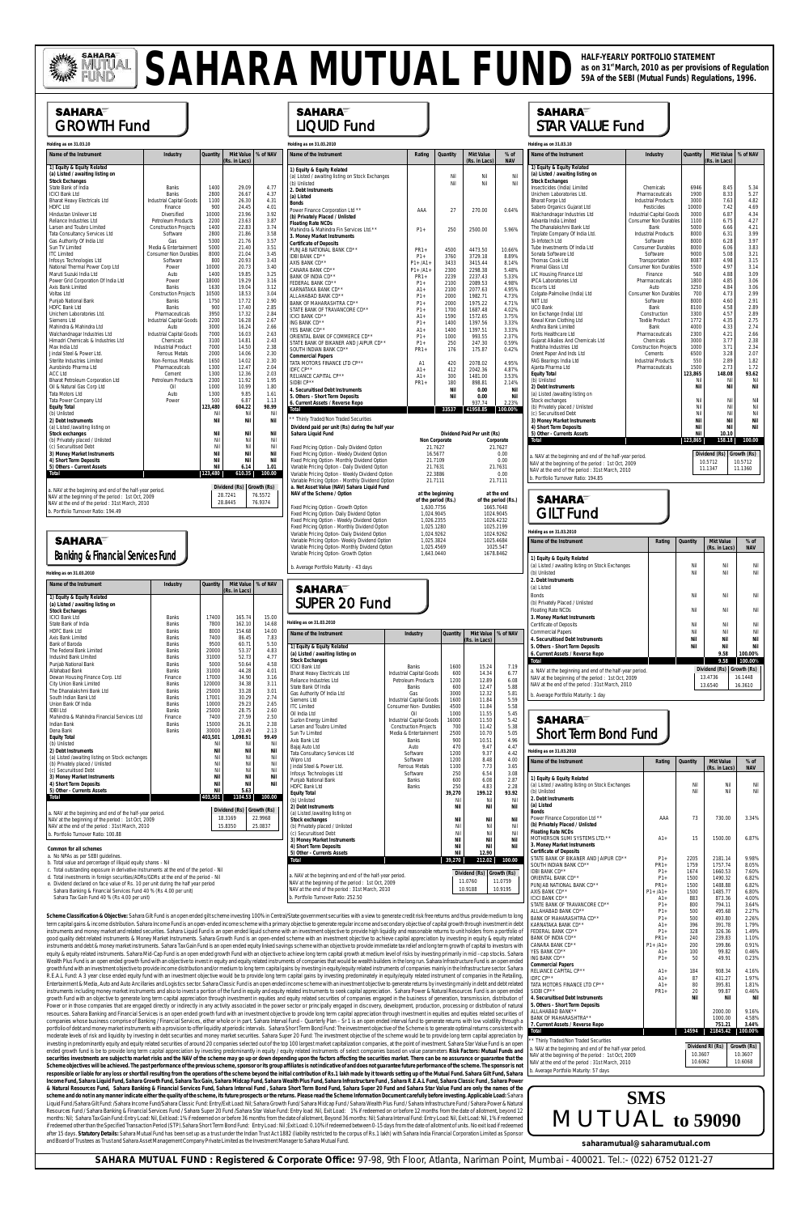# SAHARA MUTUAL FUND

**HALF-YEARLY PORTFOLIO STATEMENT as on 31st March, 2010 as per provisions of Regulation 59A of the SEBI (Mutual Funds) Regulations, 1996.**

## SAHARA GROWTH Fund

Holding as on 31.03.10

| Name of the Instrument | Industry | Quantity | Mkt Value (Rs. in Lacs) | % of NAV |
|---|---|---|---|---|
| **1) Equity & Equity Related** | | | | |
| **(a) Listed / awaiting listing on Stock Exchanges** | | | | |
| State Bank of India | Banks | 1400 | 29.09 | 4.77 |
| ICICI Bank Ltd | Banks | 2800 | 26.67 | 4.37 |
| Bharat Heavy Electricals Ltd | Industrial Capital Goods | 1100 | 26.30 | 4.31 |
| HDFC Ltd | Finance | 900 | 24.45 | 4.01 |
| Hindustan Unilever Ltd | Diversified | 10000 | 23.96 | 3.92 |
| Reliance Industries Ltd | Petroleum Products | 2200 | 23.63 | 3.87 |
| Larsen and Toubro Limited | Construction Projects | 1400 | 22.83 | 3.74 |
| Tata Consultancy Services Ltd | Software | 2800 | 21.86 | 3.58 |
| Gas Authority Of India Ltd | Gas | 5300 | 21.76 | 3.57 |
| Sun TV Limited | Media & Entertainment | 5000 | 21.40 | 3.51 |
| ITC Limited | Consumer Non Durables | 8000 | 21.04 | 3.45 |
| Infosys Technologies Ltd | Software | 800 | 20.93 | 3.43 |
| National Thermal Power Corp Ltd | Power | 10000 | 20.73 | 3.40 |
| Maruti Suzuki India Ltd | Auto | 1400 | 19.85 | 3.25 |
| Power Grid Corporation Of India Ltd | Power | 18000 | 19.29 | 3.16 |
| Axis Bank Limited | Banks | 1630 | 19.04 | 3.12 |
| Voltas Ltd | Construction Projects | 10500 | 18.53 | 3.04 |
| Punjab National Bank | Banks | 1750 | 17.72 | 2.90 |
| HDFC Bank Ltd | Banks | 900 | 17.40 | 2.85 |
| Unichem Laboratories Ltd. | Pharmaceuticals | 3950 | 17.32 | 2.84 |
| Siemens Ltd | Industrial Capital Goods | 2200 | 16.28 | 2.67 |
| Mahindra & Mahindra Ltd | Auto | 3000 | 16.24 | 2.66 |
| Walchandnagar Industries Ltd | Industrial Capital Goods | 7000 | 16.03 | 2.63 |
| Himadri Chemicals & Industries Ltd | Chemicals | 3100 | 14.81 | 2.43 |
| Max India Ltd | Industrial Product | 7000 | 14.50 | 2.38 |
| Jindal Steel & Power Ltd. | Ferrous Metals | 2000 | 14.06 | 2.30 |
| Sterlite Industries Limited | Non-Ferrous Metals | 1650 | 14.02 | 2.30 |
| Aurobindo Pharma Ltd | Pharmaceuticals | 1300 | 12.47 | 2.04 |
| ACC Ltd | Cement | 1300 | 12.36 | 2.03 |
| Bharat Petroleum Corporation Ltd | Petroleum Products | 2300 | 11.92 | 1.95 |
| Oil & Natural Gas Corp Ltd | Oil | 1000 | 10.99 | 1.80 |
| Tata Motors Ltd | Auto | 1300 | 9.85 | 1.61 |
| Tata Power Company Ltd | Power | 500 | 6.87 | 1.13 |
| **Equity Total** | | **123,480** | **604.22** | **98.99** |
| (b) Unlisted | | Nil | Nil | Nil |
| **2) Debt Instruments** | | **Nil** | **Nil** | **Nil** |
| (a) Listed /awaiting listing on | | | | |
| **Stock exchanges** | | **Nil** | **Nil** | **Nil** |
| (b) Privately placed / Unlisted | | Nil | Nil | Nil |
| (c) Securitised Debt | | Nil | Nil | Nil |
| **3) Money Market Instruments** | | **Nil** | **Nil** | **Nil** |
| **4) Short Term Deposits** | | **Nil** | **Nil** | **Nil** |
| **5) Others - Current Assets** | | | **6.14** | **1.01** |
| **Total** | | **123,480** | **610.35** | **100.00** |

| | Dividend (Rs) | Growth (Rs) |
|---|---|---|
| a. NAV at the beginning and end of the half-year period. | | |
| NAV at the beginning of the period : 1st Oct, 2009 | 28.7241 | 76.5572 |
| NAV at the end of the period : 31st March, 2010 | 28.8445 | 76.9374 |

b. Portfolio Turnover Ratio: 194.49

## SAHARA Banking & Financial Services Fund

Holding as on 31.03.2010

| Name of the Instrument | Industry | Quantity | Mkt Value (Rs. in Lacs) | % of NAV |
|---|---|---|---|---|
| **1) Equity & Equity Related** | | | | |
| **(a) Listed / awaiting listing on Stock Exchanges** | | | | |
| ICICI Bank Ltd | Banks | 17400 | 165.74 | 15.00 |
| State Bank of India | Banks | 7800 | 162.10 | 14.68 |
| HDFC Bank Ltd | Banks | 8000 | 154.68 | 14.00 |
| Axis Bank Limited | Banks | 7400 | 86.45 | 7.83 |
| Bank of Baroda | Banks | 9500 | 60.71 | 5.50 |
| The Federal Bank Limited | Banks | 20000 | 53.37 | 4.83 |
| IndusInd Bank Limited | Banks | 31000 | 52.73 | 4.77 |
| Punjab National Bank | Banks | 5000 | 50.64 | 4.58 |
| Allahabad Bank | Banks | 31000 | 44.28 | 4.01 |
| Dewan Housing Finance Corp. Ltd | Finance | 17000 | 34.90 | 3.16 |
| City Union Bank Limited | Banks | 120000 | 34.38 | 3.11 |
| The Dhanalakshmi Bank Ltd | Banks | 25000 | 33.28 | 3.01 |
| South Indian Bank Ltd | Banks | 17001 | 30.29 | 2.74 |
| Union Bank Of India | Banks | 10000 | 29.23 | 2.65 |
| IDBI Ltd | Banks | 25000 | 28.75 | 2.60 |
| Mahindra & Mahindra Financial Services Ltd | Finance | 7400 | 27.59 | 2.50 |
| Indian Bank | Banks | 15000 | 26.31 | 2.38 |
| Dena Bank | Banks | 30000 | 23.49 | 2.13 |
| **Equity Total** | | **403,501** | **1,098.91** | **99.49** |
| (b) Unlisted | | Nil | Nil | Nil |
| **2) Debt Instruments** | | **Nil** | **Nil** | **Nil** |
| (a) Listed /awaiting listing on Stock exchanges | | Nil | Nil | Nil |
| (b) Privately placed / Unlisted | | Nil | Nil | Nil |
| (c) Securitised Debt | | Nil | Nil | Nil |
| **3) Money Market Instruments** | | **Nil** | **Nil** | **Nil** |
| **4) Short Term Deposits** | | **Nil** | **Nil** | **Nil** |
| **5) Others - Current Assets** | | | **5.63** | **0.51** |
| **Total** | | **403,501** | **1104.53** | **100.00** |

| | Dividend (Rs) | Growth (Rs) |
|---|---|---|
| a. NAV at the beginning and end of the half-year period. | | |
| NAV at the beginning of the period : 1st Oct, 2009 | 18.3169 | 22.9968 |
| NAV at the end of the period : 31st March, 2010 | 15.8550 | 25.0837 |

b. Portfolio Turnover Ratio: 100.88

**Common for all schemes**

a. No NPAs as per SEBI guidelines.
b. Total value and percentage of illiquid equity shares - Nil
c. Total outstanding exposure in derivative instruments at the end of the period - Nil
d. Total investments in foreign securities/ADRs/GDRs at the end of the period - Nil
e. Dividend declared on face value of Rs. 10 per unit during the half year period
 Sahara Banking & Financial Services Fund 40 % (Rs 4.00 per unit)
 Sahara Tax Gain Fund 40 % (Rs 4.00 per unit)

## SAHARA LIQUID Fund

Holding as on 31.03.2010

| Name of the Instrument | Rating | Quantity | Mkt Value (Rs. in Lacs) | % of NAV |
|---|---|---|---|---|
| **1) Equity & Equity Related** | | | | |
| (a) Listed / awaiting listing on Stock Exchanges | | Nil | Nil | Nil |
| (b) Unlisted | | Nil | Nil | Nil |
| **2. Debt Instruments** | | | | |
| **(a) Listed** | | | | |
| **Bonds** | | | | |
| Power Finance Corporation Ltd ** | AAA | 27 | 270.00 | 0.64% |
| **(b) Privately Placed / Unlisted** | | | | |
| **Floating Rate NCDs** | | | | |
| Mahindra & Mahindra Fin Services Ltd.** | P1+ | 250 | 2500.00 | 5.96% |
| **3. Money Market Instruments** | | | | |
| **Certificate of Deposits** | | | | |
| PUNJAB NATIONAL BANK CD** | PR1+ | 4500 | 4473.50 | 10.66% |
| IDBI BANK CD** | P1+ | 3760 | 3729.18 | 8.89% |
| AXIS BANK CD** | P1+ /A1+ | 3433 | 3415.44 | 8.14% |
| CANARA BANK CD** | P1+ /A1+ | 2300 | 2298.38 | 5.48% |
| BANK OF INDIA CD** | PR1+ | 2239 | 2237.43 | 5.33% |
| FEDERAL BANK CD** | P1+ | 2100 | 2089.53 | 4.98% |
| KARNATAKA BANK CD** | A1+ | 2100 | 2077.63 | 4.95% |
| ALLAHABAD BANK CD** | P1+ | 2000 | 1982.71 | 4.73% |
| BANK OF MAHARASHTRA CD** | P1+ | 2000 | 1975.22 | 4.71% |
| STATE BANK OF TRAVANCORE CD** | P1+ | 1700 | 1687.48 | 4.02% |
| ICICI BANK CD** | A1+ | 1590 | 1572.65 | 3.75% |
| ING BANK CD** | P1+ | 1400 | 1397.56 | 3.33% |
| YES BANK CD** | A1+ | 1400 | 1397.51 | 3.33% |
| ORIENTAL BANK OF COMMERCE CD** | P1+ | 1000 | 993.55 | 2.37% |
| STATE BANK OF BIKANER AND JAIPUR CD** | P1+ | 250 | 247.30 | 0.59% |
| SOUTH INDIAN BANK CD** | PR1+ | 176 | 175.87 | 0.42% |
| **Commercial Papers** | | | | |
| TATA MOTORS FINANCE LTD CP** | A1 | 420 | 2078.02 | 4.95% |
| IDFC CP** | A1+ | 412 | 2042.36 | 4.87% |
| RELIANCE CAPITAL CP** | A1+ | 300 | 1481.00 | 3.53% |
| SIDBI CP** | PR1+ | 180 | 898.81 | 2.14% |
| **4. Securitised Debt Instruments** | | **Nil** | **0.00** | **Nil** |
| **5. Others - Short Term Deposits** | | **Nil** | **0.00** | **Nil** |
| **6. Current Assets / Reverse Repo** | | | 937.74 | 2.23% |
| **Total** | | **33537** | **41958.85** | **100.00%** |

** Thinly Traded/Non Traded Securities

**Dividend paid per unit (Rs) during the half year**

| Sahara Liquid Fund | Dividend Paid Per unit (Rs) | |
|---|---|---|
| | **Non Corporate** | **Corporate** |
| Fixed Pricing Option - Daily Dividend Option | 21.7627 | 21.7627 |
| Fixed Pricing Option - Weekly Dividend Option | 16.5677 | 0.00 |
| Fixed Pricing Option- Monthly Dividend Option | 21.7109 | 0.00 |
| Variable Pricing Option - Daily Dividend Option | 21.7631 | 21.7631 |
| Variable Pricing Option - Weekly Dividend Option | 22.3886 | 0.00 |
| Variable Pricing Option - Monthly Dividend Option | 21.7111 | 21.7111 |

| a. Net Asset Value (NAV) Sahara Liquid Fund NAV of the Scheme / Option | at the beginning of the period (Rs.) | at the end of the period (Rs.) |
|---|---|---|
| Fixed Pricing Option - Growth Option | 1,630.7756 | 1665.7648 |
| Fixed Pricing Option- Daily Dividend Option | 1,024.9045 | 1024.9045 |
| Fixed Pricing Option - Weekly Dividend Option | 1,026.2355 | 1026.4232 |
| Fixed Pricing Option - Monthly Dividend Option | 1,025.1280 | 1025.2199 |
| Variable Pricing Option- Daily Dividend Option | 1,024.9262 | 1024.9262 |
| Variable Pricing Option- Weekly Dividend Option | 1,025.3824 | 1025.4684 |
| Variable Pricing Option- Monthly Dividend Option | 1,025.4569 | 1025.547 |
| Variable Pricing Option- Growth Option | 1,643.0440 | 1678.8462 |

b. Average Portfolio Maturity - 43 days

## SAHARA SUPER 20 Fund

Holding as on 31.03.2010

| Name of the Instrument | Industry | Quantity | Mkt Value (Rs. in Lacs) | % of NAV |
|---|---|---|---|---|
| **1) Equity & Equity Related** | | | | |
| **(a) Listed / awaiting listing on Stock Exchanges** | | | | |
| ICICI Bank Ltd | Banks | 1600 | 15.24 | 7.19 |
| Bharat Heavy Electricals Ltd | Industrial Capital Goods | 600 | 14.34 | 6.77 |
| Reliance Industries Ltd | Petroleum Products | 1200 | 12.89 | 6.08 |
| State Bank of India | Banks | 600 | 12.47 | 5.88 |
| Gas Authority Of India Ltd | Gas | 3000 | 12.32 | 5.81 |
| Siemens Ltd | Industrial Capital Goods | 1600 | 11.84 | 5.59 |
| ITC Limited | Consumer Non- Durables | 4500 | 11.84 | 5.58 |
| Oil India Ltd | Oil | 1000 | 11.55 | 5.45 |
| Suzlon Energy Limited | Industrial Capital Goods | 16000 | 11.50 | 5.42 |
| Larsen and Toubro Limited | Construction Projects | 700 | 11.42 | 5.38 |
| Sun Tv Limited | Media & Entertainment | 2500 | 10.70 | 5.05 |
| Axis Bank Ltd | Banks | 900 | 10.51 | 4.96 |
| Bajaj Auto Ltd | Auto | 470 | 9.47 | 4.47 |
| Tata Consultancy Services Ltd | Software | 1200 | 9.37 | 4.42 |
| Wipro Ltd | Software | 1200 | 8.48 | 4.00 |
| Jindal Steel & Power Ltd. | Ferrous Metals | 1100 | 7.73 | 3.65 |
| Infosys Technologies Ltd | Software | 250 | 6.54 | 3.08 |
| Punjab National Bank | Banks | 600 | 6.08 | 2.87 |
| HDFC Bank Ltd | Banks | 250 | 4.83 | 2.28 |
| **Equity Total** | | **39,270** | **199.12** | **93.92** |
| (b) Unlisted | | Nil | Nil | Nil |
| **2) Debt Instruments** | | **Nil** | **Nil** | **Nil** |
| (a) Listed /awaiting listing on | | | | |
| **Stock exchanges** | | **Nil** | **Nil** | **Nil** |
| (b) Privately placed / Unlisted | | Nil | Nil | Nil |
| (c) Securitised Debt | | Nil | Nil | Nil |
| **3) Money Market Instruments** | | **Nil** | **Nil** | **Nil** |
| **4) Short Term Deposits** | | **Nil** | **Nil** | **Nil** |
| **5) Others - Current Assets** | | | **12.90** | |
| **Total** | | **39,270** | **212.02** | **100.00** |

| | Dividend (Rs) | Growth (Rs) |
|---|---|---|
| a. NAV at the beginning and end of the half-year period. | | |
| NAV at the beginning of the period : 1st Oct, 2009 | 11.0760 | 11.0759 |
| NAV at the end of the period : 31st March, 2010 | 10.9188 | 10.9195 |

b. Portfolio Turnover Ratio: 252.50

## SAHARA STAR VALUE Fund

Holding as on 31.03.10

| Name of the Instrument | Industry | Quantity | Mkt Value (Rs. in Lacs) | % of NAV |
|---|---|---|---|---|
| **1) Equity & Equity Related** | | | | |
| **(a) Listed / awaiting listing on Stock Exchanges** | | | | |
| Insecticides (India) Limited | Chemicals | 6946 | 8.45 | 5.34 |
| Unichem Laboratories Ltd. | Pharmaceuticals | 1900 | 8.33 | 5.27 |
| Bharat Forge Ltd | Industrial Products | 3000 | 7.63 | 4.82 |
| Sabero Organics Gujarat Ltd | Pesticides | 10000 | 7.42 | 4.69 |
| Walchandnagar Industries Ltd | Industrial Capital Goods | 3000 | 6.87 | 4.34 |
| Advanta India Limited | Consumer Non Durables | 1100 | 6.75 | 4.27 |
| The Dhanalakshmi Bank Ltd | Bank | 5000 | 6.66 | 4.21 |
| Tinplate Company Of India Ltd. | Industrial Products | 8000 | 6.31 | 3.99 |
| 3i-Infotech Ltd | Software | 8000 | 6.28 | 3.97 |
| Tube Investments Of India Ltd | Consumer Durables | 8000 | 6.06 | 3.83 |
| Sonata Software Ltd | Software | 9000 | 5.08 | 3.21 |
| Thomas Cook Ltd | Transportation | 8087 | 4.98 | 3.15 |
| Piramal Glass Ltd | Consumer Non Durables | 5500 | 4.97 | 3.14 |
| LIC Housing Finance Ltd | Finance | 560 | 4.88 | 3.09 |
| IPCA Laboratories Ltd | Pharmaceuticals | 1800 | 4.85 | 3.06 |
| Escorts Ltd | Auto | 3250 | 4.84 | 3.06 |
| Colgate-Palmolive (India) Ltd | Consumer Non Durables | 700 | 4.73 | 2.99 |
| NIIT Ltd | Software | 8000 | 4.60 | 2.91 |
| UCO Bank | Bank | 8100 | 4.58 | 2.89 |
| Ion Exchange (India) Ltd | Construction | 3300 | 4.57 | 2.89 |
| Kewal Kiran Clothing Ltd | Textile Product | 1772 | 4.35 | 2.75 |
| Andhra Bank Limited | Bank | 4000 | 4.33 | 2.74 |
| Fortis Healthcare Ltd | Pharmaceuticals | 2300 | 4.21 | 2.66 |
| Gujarat Alkalies And Chemicals Ltd | Chemicals | 3000 | 3.77 | 2.38 |
| Prabhta Industries Ltd | Construction Projects | 1000 | 3.71 | 2.34 |
| Orient Paper And Inds Ltd | Cements | 6500 | 3.28 | 2.07 |
| FAG Bearings India Ltd | Industrial Products | 550 | 2.89 | 1.82 |
| Ajanta Pharma Ltd | Pharmaceuticals | 1500 | 2.73 | 1.72 |
| **Equity Total** | | **123,865** | **148.08** | **93.62** |
| (b) Unlisted | | Nil | Nil | Nil |
| **2) Debt Instruments** | | **Nil** | **Nil** | **Nil** |
| (a) Listed /awaiting listing on | | | | |
| Stock exchanges | | Nil | Nil | Nil |
| (b) Privately placed / Unlisted | | Nil | Nil | Nil |
| (c) Securitised Debt | | Nil | Nil | Nil |
| **3) Money Market Instruments** | | **Nil** | **Nil** | **Nil** |
| **4) Short Term Deposits** | | **Nil** | **Nil** | **Nil** |
| **5) Other - Current Assets** | | | **10.10** | |
| **Total** | | **123,865** | **158.18** | **100.00** |

| | Dividend (Rs) | Growth (Rs) |
|---|---|---|
| a. NAV at the beginning and end of the half-year period. | | |
| NAV at the beginning of the period : 1st Oct, 2009 | 10.5712 | 10.5712 |
| NAV at the end of the period : 31st March, 2010 | 11.1347 | 11.1360 |

b. Portfolio Turnover Ratio: 194.85

## SAHARA GILT Fund

Holding as on 31.03.2010

| Name of the Instrument | Rating | Quantity | Mkt Value (Rs. in Lacs) | % of NAV |
|---|---|---|---|---|
| **1) Equity & Equity Related** | | | | |
| (a) Listed / awaiting listing on Stock Exchanges | | Nil | Nil | Nil |
| (b) Unlisted | | Nil | Nil | Nil |
| **2. Debt Instruments** | | | | |
| (a) Listed | | | | |
| Bonds | | Nil | Nil | Nil |
| (b) Privately Placed / Unlisted | | | | |
| Floating Rate NCDs | | Nil | Nil | Nil |
| **3. Money Market Instruments** | | | | |
| Certificate of Deposits | | Nil | Nil | Nil |
| Commercial Papers | | Nil | Nil | Nil |
| **4. Securitised Debt Instruments** | | **Nil** | **Nil** | **Nil** |
| **5. Others - Short Term Deposits** | | **Nil** | **Nil** | **Nil** |
| **6. Current Assets / Reverse Repo** | | | **9.58** | **100.00%** |
| **Total** | | | **9.58** | **100.00%** |

| | Dividend (Rs) | Growth (Rs) |
|---|---|---|
| a. NAV at the beginning and end of the half-year period. | | |
| NAV at the beginning of the period : 1st Oct, 2009 | 13.4736 | 16.1448 |
| NAV at the end of the period : 31st March, 2010 | 13.6540 | 16.3610 |

b. Average Portfolio Maturity: 1 day

## SAHARA Short Term Bond Fund

Holding as on 31.03.2010

| Name of the Instrument | Rating | Quantity | Mkt Value (Rs. in Lacs) | % of NAV |
|---|---|---|---|---|
| **1) Equity & Equity Related** | | | | |
| (a) Listed / awaiting listing on Stock Exchanges | | Nil | Nil | Nil |
| (b) Unlisted | | Nil | Nil | Nil |
| **2. Debt Instruments** | | | | |
| **(a) Listed** | | | | |
| **Bonds** | | | | |
| Power Finance Corporation Ltd ** | AAA | 73 | 730.00 | 3.34% |
| **(b) Privately Placed / Unlisted** | | | | |
| **Floating Rate NCDs** | | | | |
| MOTHERSON SUMI SYSTEMS LTD.** | A1+ | 15 | 1500.00 | 6.87% |
| **3. Money Market Instruments** | | | | |
| **Certificate of Deposits** | | | | |
| STATE BANK OF BIKANER AND JAIPUR CD** | P1+ | 2205 | 2181.14 | 9.98% |
| SOUTH INDIAN BANK CD** | PR1+ | 1759 | 1757.74 | 8.05% |
| IDBI BANK CD** | P1+ | 1674 | 1660.53 | 7.60% |
| ORIENTAL BANK CD** | P1+ | 1500 | 1490.32 | 6.82% |
| PUNJAB NATIONAL BANK CD** | PR1+ | 1500 | 1488.88 | 6.82% |
| AXIS BANK CD** | P1+ /A1+ | 1500 | 1485.77 | 6.80% |
| ICICI BANK CD** | A1+ | 883 | 873.36 | 4.00% |
| STATE BANK OF TRAVANCORE CD** | P1+ | 800 | 794.11 | 3.64% |
| ALLAHABAD BANK CD** | P1+ | 500 | 495.68 | 2.27% |
| BANK OF MAHARASHTRA CD** | P1+ | 500 | 493.80 | 2.26% |
| KARNATAKA BANK CD** | A1+ | 396 | 391.78 | 1.79% |
| FEDERAL BANK CD** | P1+ | 328 | 326.36 | 1.49% |
| BANK OF INDIA CD** | PR1+ | 240 | 239.83 | 1.10% |
| CANARA BANK CD** | P1+ /A1+ | 200 | 199.86 | 0.91% |
| YES BANK CD** | A1+ | 100 | 99.82 | 0.46% |
| ING BANK CD** | P1+ | 50 | 49.91 | 0.23% |
| **Commercial Papers** | | | | |
| RELIANCE CAPITAL CP** | A1+ | 184 | 908.34 | 4.16% |
| IDFC CP** | A1+ | 87 | 431.27 | 1.97% |
| TATA MOTORS FINANCE LTD CP** | A1 | 80 | 395.81 | 1.81% |
| SIDBI CP** | PR1+ | 20 | 99.87 | 0.46% |
| **4. Securitised Debt Instruments** | | **Nil** | **Nil** | **Nil** |
| **5. Others - Short Term Deposits** | | | | |
| ALLAHABAD BANK** | | | 2000.00 | 9.16% |
| BANK OF MAHARASHTRA** | | | 1000.00 | 4.58% |
| **7. Current Assets / Reverse Repo** | | | **751.21** | **3.44%** |
| **Total** | | **14594** | **21845.42** | **100.00%** |

** Thinly Traded/Non Traded Securities

| | Dividend Rs (Rs) | Growth (Rs) |
|---|---|---|
| a. NAV at the beginning and end of the half-year period. | | |
| NAV at the beginning of the period : 1st Oct, 2009 | 10.3607 | 10.3607 |
| NAV at the end of the period : 31st March, 2010 | 10.6062 | 10.6068 |

b. Average Portfolio Maturity: 57 days

**Scheme Classification & Objective:** Sahara Gilt Fund is an open ended gilt scheme investing 100% in Central/State government securities with a view to generate credit risk free returns and thus provide medium to long term capital gains & income distribution. Sahara Income Fund is an open-ended income scheme with a primary objective to generate regular income and secondary objective of capital growth through investment in debt instruments and money market and related securities. Sahara Liquid Fund is an open ended liquid scheme with an investment objective to provide high liquidity and reasonable returns to unit holders from a portfolio of good quality debt related instruments & Money Market Instruments. Sahara Growth Fund is an open ended scheme with an investment objective to achieve capital appreciation by investing in equity & equity related instruments and debt & money market instruments. Sahara Tax Gain Fund is an open ended equity linked savings scheme with an objective to provide immediate tax relief and long term growth of capital to investors with equity & equity related instruments. Sahara Mid-Cap Fund is an open ended growth Fund with an objective to achieve long term capital growth at medium level of risks by investing primarily in mid - cap stocks. Sahara Wealth Plus Fund is an open ended growth fund with an objective to invest in equity and equity related instruments of companies that would be wealth builders in the long run. Sahara Infrastructure Fund is an open ended growth fund with an investment objective to provide income distribution and/or medium to long term capital gains by investing in equity/equity related instruments of companies mainly in the Infrastructure sector. Sahara R.E.A.L Fund: A 3 year close ended equity fund with an investment objective would be to provide long term capital gains by investing predominantly in equity/equity related instrument of companies in the Retailing, Entertainment & Media, Auto and Auto Ancillaries and Logistics sector. Sahara Classic Fund is an open ended income scheme with an investment objective to generate returns by investing mainly in debt and debt related instruments including money market instruments and also to invest a portion of the fund in equity and equity related instruments to seek capital appreciation . Sahara Power & Natural Resources Fund is an open ended growth Fund with an objective to generate long term capital appreciation through investment in equities and equity related securities of companies engaged in the business of generation, transmission, distribution of Power or in those companies that are engaged directly or indirectly in any activity associated in the power sector or principally engaged in discovery, development, production, processing or distribution of natural resources. Sahara Banking and Financial Services is an open ended growth fund with an investment objective to provide long term capital appreciation through investment in equities and equities related securities of companies whose business comprise of Banking / Financial Services, either whole or in part. Sahara Interval Fund – Quarterly Plan – Sr 1 is an open ended interval fund to generate returns with low volatility through a portfolio of debt and money market instruments with a provision to offer liquidity at periodic intervals. Sahara Short Term Bond Fund: The investment objective of the Scheme is to generate optimal returns consistent with moderate levels of risk and liquidity by investing in debt securities and money market securities. Sahara Super 20 Fund: The investment objective of the scheme would be to provide long term capital appreciation by investing in predominantly equity and equity related securities of around 20 companies selected out of the top 100 largest market capitalization companies, at the point of investment. Sahara Star Value Fund is an open ended growth fund is be to provide long term capital appreciation by investing predominantly in equity / equity related instruments of select companies based on value parameters **Risk Factors: Mutual Funds and securities investments are subject to market risks and the NAV of the scheme may go up or down depending upon the factors affecting the securities market. There can be no assurance or guarantee that the Scheme objectives will be achieved. The past performance of the previous scheme, sponsor or its group affiliates is not indicative of and does not guarantee future performance of the Scheme. The sponsor is not responsible or liable for any loss or shortfall resulting from the operations of the scheme beyond the initial contribution of Rs.1 lakh made by it towards setting up of the Mutual Fund. Sahara Gilt Fund, Sahara Income Fund, Sahara Liquid Fund, Sahara Growth Fund, Sahara Tax Gain, Sahara Midcap Fund, Sahara Wealth Plus Fund, Sahara Infrastructure Fund, Sahara R.E.A.L Fund, Sahara Classic Fund, Sahara Power & Natural Resources Fund, Sahara Banking & Financial Services Fund, Sahara Interval Fund, Sahara Short Term Bond Fund, Sahara Super 20 Fund and Sahara Star Value Fund are only the names of the scheme and do not in any manner indicate either the quality of the scheme, its future prospects or the returns. Please read the Scheme Information Document carefully before investing. Applicable Load:** Sahara Liquid Fund/Sahara Gilt Fund: /Sahara Income Fund/Sahara Classic Fund: Entry/Exit Load: Nil; Sahara Growth Fund/ Sahara Midcap Fund / Sahara Wealth Plus Fund / Sahara Infrastructure Fund / Sahara Power & Natural Resources Fund / Sahara Banking & Financial Services Fund / Sahara Super 20 Fund /Sahara Star Value Fund: Entry load: Nil, Exit load: 1% if redeemed on or before 12 months from the date of allotment, beyond 12 months: Nil; Sahara Tax Gain Fund: Entry Load: Nil, Exit load: 1% if redeemed on or before 36 months from the date of allotment, Beyond 36 months: Nil; Sahara Interval Fund: Entry Load: Nil, Exit Load: Nil, 1% if redeemed if redeemed other than the Specified Transaction Period (STP). Sahara Short Term Bond Fund: Entry Load: Nil; Exit Load: 0.10% if redeemed between 0-15 days from the date of allotment of units. No exit load if redeemed after 15 days. **Statutory Details:** Sahara Mutual Fund has been set up as a trust under the Indian Trust Act 1882 (liability restricted to the corpus of Rs.1 lakh) with Sahara India Financial Corporation Limited as Sponsor and Board of Trustees as Trustee and Sahara Asset Management Company Private Limited as the Investment Manager to Sahara Mutual Fund.

**SMS MUTUAL to 59090**

saharamutual@saharamutual.com

**SAHARA MUTUAL FUND : Registered & Corporate Office:** 97-98, 9th Floor, Atlanta, Nariman Point, Mumbai - 400021. Tel.:- (022) 6752 0121-27